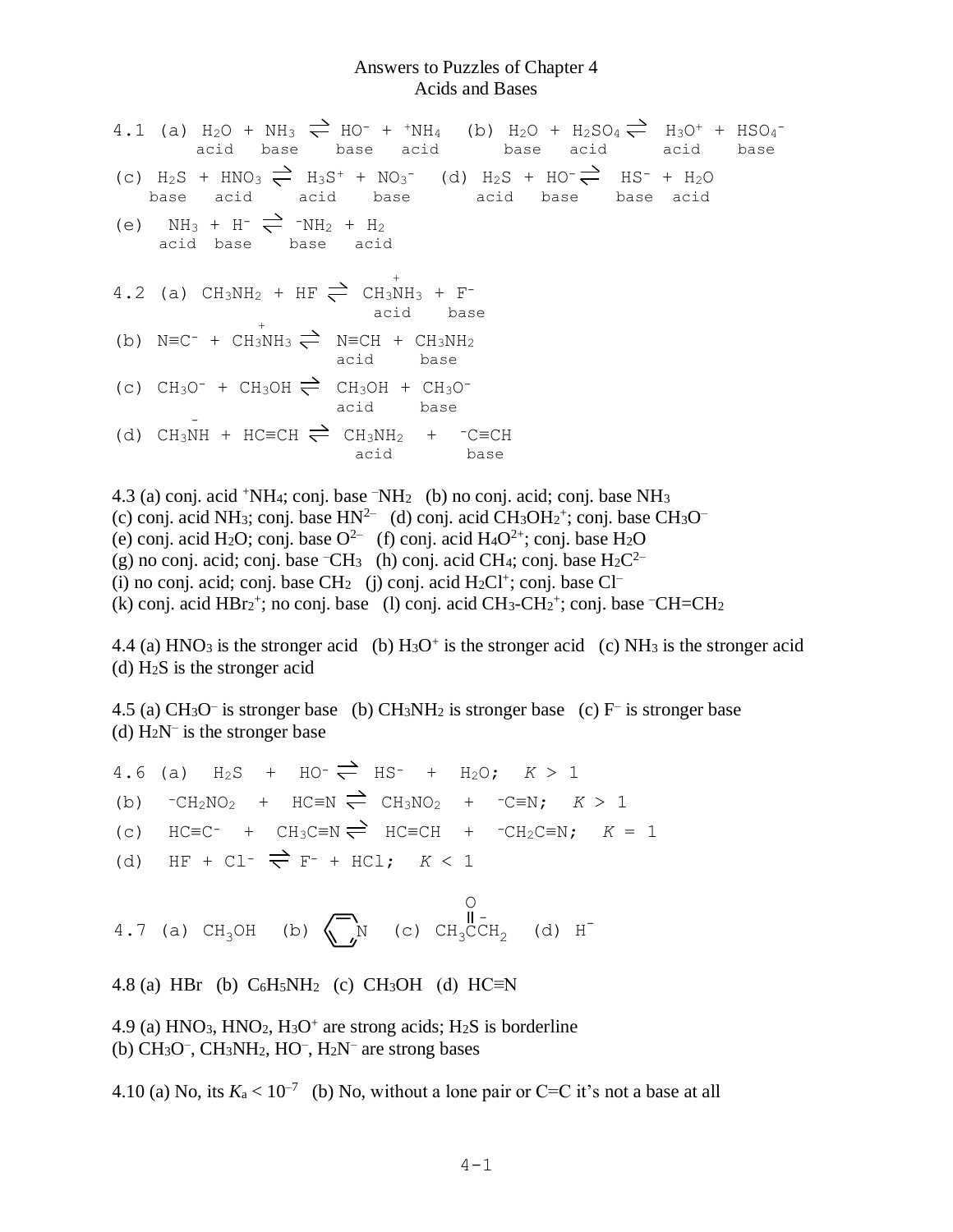# Answers to Puzzles of Chapter 4
## Acids and Bases

4.1 (a) $H_2O + NH_3 \rightleftharpoons HO^- + {}^+NH_4$ (acid, base, base, acid)  (b) $H_2O + H_2SO_4 \rightleftharpoons H_3O^+ + HSO_4^-$ (base, acid, acid, base)

(c) $H_2S + HNO_3 \rightleftharpoons H_3S^+ + NO_3^-$ (base, acid, acid, base)  (d) $H_2S + HO^- \rightleftharpoons HS^- + H_2O$ (acid, base, base, acid)

(e) $NH_3 + H^- \rightleftharpoons {}^-NH_2 + H_2$ (acid, base, base, acid)

4.2 (a) $CH_3NH_2 + HF \rightleftharpoons CH_3\overset{+}{N}H_3 + F^-$ (acid, base)

(b) $N{\equiv}C^- + CH_3\overset{+}{N}H_3 \rightleftharpoons N{\equiv}CH + CH_3NH_2$ (acid, base)

(c) $CH_3O^- + CH_3OH \rightleftharpoons CH_3OH + CH_3O^-$ (acid, base)

(d) $CH_3\overset{-}{N}H + HC{\equiv}CH \rightleftharpoons CH_3NH_2 + {}^-C{\equiv}CH$ (acid, base)

4.3 (a) conj. acid ${}^+NH_4$; conj. base ${}^-NH_2$  (b) no conj. acid; conj. base $NH_3$
(c) conj. acid $NH_3$; conj. base $HN^{2-}$  (d) conj. acid $CH_3OH_2^+$; conj. base $CH_3O^-$
(e) conj. acid $H_2O$; conj. base $O^{2-}$  (f) conj. acid $H_4O^{2+}$; conj. base $H_2O$
(g) no conj. acid; conj. base ${}^-CH_3$  (h) conj. acid $CH_4$; conj. base $H_2C^{2-}$
(i) no conj. acid; conj. base $CH_2$  (j) conj. acid $H_2Cl^+$; conj. base $Cl^-$
(k) conj. acid $HBr_2^+$; no conj. base  (l) conj. acid $CH_3\text{-}CH_2^+$; conj. base ${}^-CH{=}CH_2$

4.4 (a) $HNO_3$ is the stronger acid  (b) $H_3O^+$ is the stronger acid  (c) $NH_3$ is the stronger acid
(d) $H_2S$ is the stronger acid

4.5 (a) $CH_3O^-$ is stronger base  (b) $CH_3NH_2$ is stronger base  (c) $F^-$ is stronger base
(d) $H_2N^-$ is the stronger base

4.6 (a) $H_2S + HO^- \rightleftharpoons HS^- + H_2O$; $K > 1$
(b) ${}^-CH_2NO_2 + HC{\equiv}N \rightleftharpoons CH_3NO_2 + {}^-C{\equiv}N$; $K > 1$
(c) $HC{\equiv}C^- + CH_3C{\equiv}N \rightleftharpoons HC{\equiv}CH + {}^-CH_2C{\equiv}N$; $K = 1$
(d) $HF + Cl^- \rightleftharpoons F^- + HCl$; $K < 1$

4.7 (a) $CH_3OH$  (b) pyridine  (c) $CH_3C(=O)\overset{-}{C}H_2$  (d) $H^-$

4.8 (a) HBr  (b) $C_6H_5NH_2$  (c) $CH_3OH$  (d) $HC{\equiv}N$

4.9 (a) $HNO_3$, $HNO_2$, $H_3O^+$ are strong acids; $H_2S$ is borderline
(b) $CH_3O^-$, $CH_3NH_2$, $HO^-$, $H_2N^-$ are strong bases

4.10 (a) No, its $K_a < 10^{-7}$  (b) No, without a lone pair or C=C it's not a base at all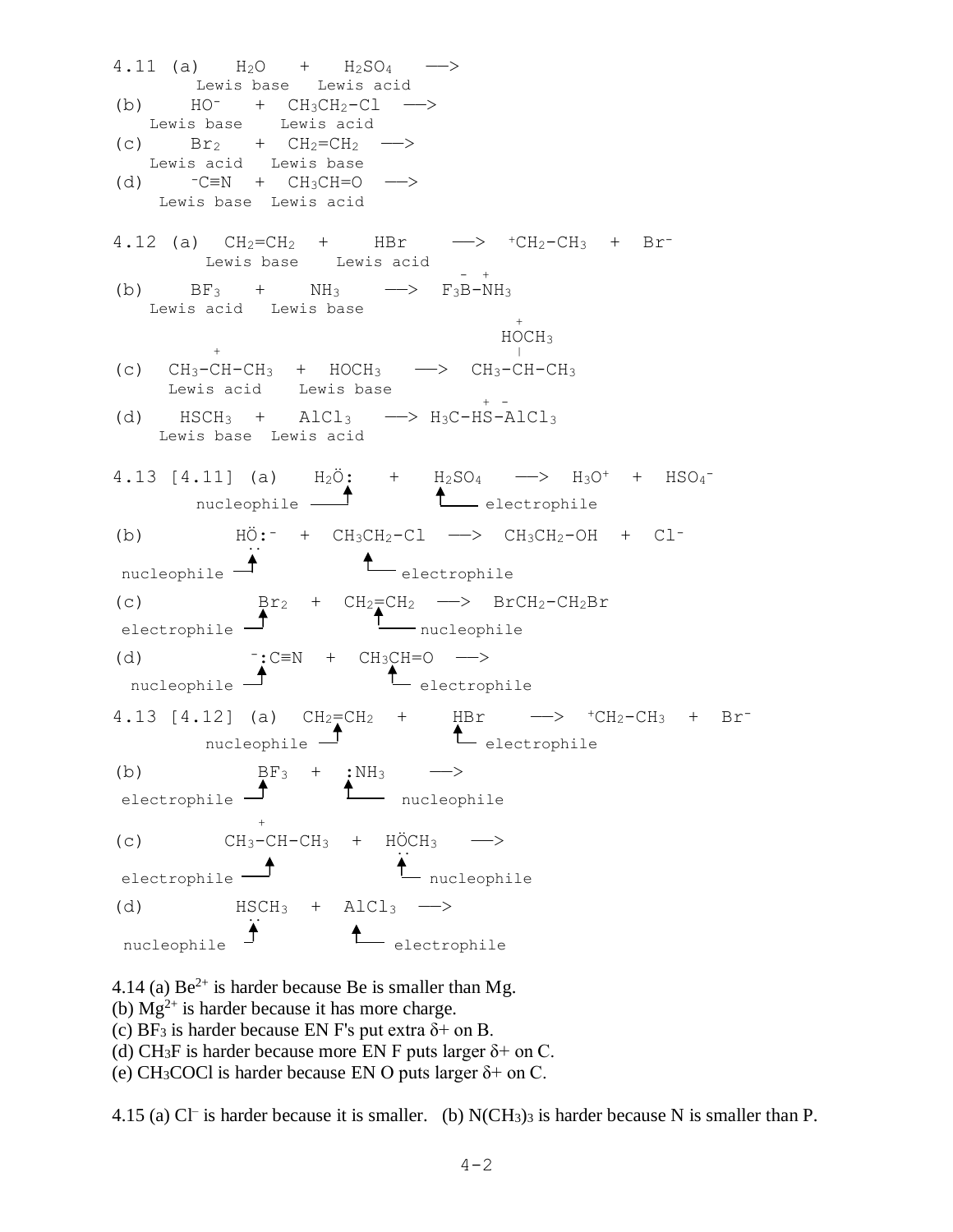4.11 (a) $H_2O$ + $H_2SO_4$ ⟶
Lewis base, Lewis acid

(b) $HO^-$ + $CH_3CH_2\text{-}Cl$ ⟶
Lewis base, Lewis acid

(c) $Br_2$ + $CH_2{=}CH_2$ ⟶
Lewis acid, Lewis base

(d) $^-C{\equiv}N$ + $CH_3CH{=}O$ ⟶
Lewis base, Lewis acid

4.12 (a) $CH_2{=}CH_2$ + $HBr$ ⟶ $^+CH_2\text{-}CH_3$ + $Br^-$
Lewis base, Lewis acid

(b) $BF_3$ + $NH_3$ ⟶ $F_3\overset{-}{B}\text{-}\overset{+}{N}H_3$
Lewis acid, Lewis base

(c) $CH_3\text{-}\overset{+}{C}H\text{-}CH_3$ + $HOCH_3$ ⟶ $CH_3\text{-}CH(\overset{+}{H}OCH_3)\text{-}CH_3$
Lewis acid, Lewis base

(d) $HSCH_3$ + $AlCl_3$ ⟶ $H_3C\text{-}\overset{+}{H}S\text{-}\overset{-}{Al}Cl_3$
Lewis base, Lewis acid

4.13 [4.11] (a) $H_2\ddot{O}:$ + $H_2SO_4$ ⟶ $H_3O^+$ + $HSO_4^-$
$H_2\ddot{O}:$ = nucleophile; $H_2SO_4$ = electrophile

(b) $H\ddot{\underset{..}{O}}:^-$ + $CH_3CH_2\text{-}Cl$ ⟶ $CH_3CH_2\text{-}OH$ + $Cl^-$
$HO^-$ = nucleophile; $CH_3CH_2\text{-}Cl$ = electrophile

(c) $Br_2$ + $CH_2{=}CH_2$ ⟶ $BrCH_2\text{-}CH_2Br$
$Br_2$ = electrophile; $CH_2{=}CH_2$ = nucleophile

(d) $^-:C{\equiv}N$ + $CH_3CH{=}O$ ⟶
$^-:C{\equiv}N$ = nucleophile; $CH_3CH{=}O$ = electrophile

4.13 [4.12] (a) $CH_2{=}CH_2$ + $HBr$ ⟶ $^+CH_2\text{-}CH_3$ + $Br^-$
$CH_2{=}CH_2$ = nucleophile; $HBr$ = electrophile

(b) $BF_3$ + $:NH_3$ ⟶
$BF_3$ = electrophile; $:NH_3$ = nucleophile

(c) $CH_3\text{-}\overset{+}{C}H\text{-}CH_3$ + $H\ddot{\underset{..}{O}}CH_3$ ⟶
$CH_3\text{-}\overset{+}{C}H\text{-}CH_3$ = electrophile; $H\ddot{O}CH_3$ = nucleophile

(d) $H\underset{..}{S}CH_3$ + $AlCl_3$ ⟶
$HSCH_3$ = nucleophile; $AlCl_3$ = electrophile

4.14 (a) $Be^{2+}$ is harder because Be is smaller than Mg.
(b) $Mg^{2+}$ is harder because it has more charge.
(c) $BF_3$ is harder because EN F's put extra δ+ on B.
(d) $CH_3F$ is harder because more EN F puts larger δ+ on C.
(e) $CH_3COCl$ is harder because EN O puts larger δ+ on C.

4.15 (a) $Cl^-$ is harder because it is smaller. (b) $N(CH_3)_3$ is harder because N is smaller than P.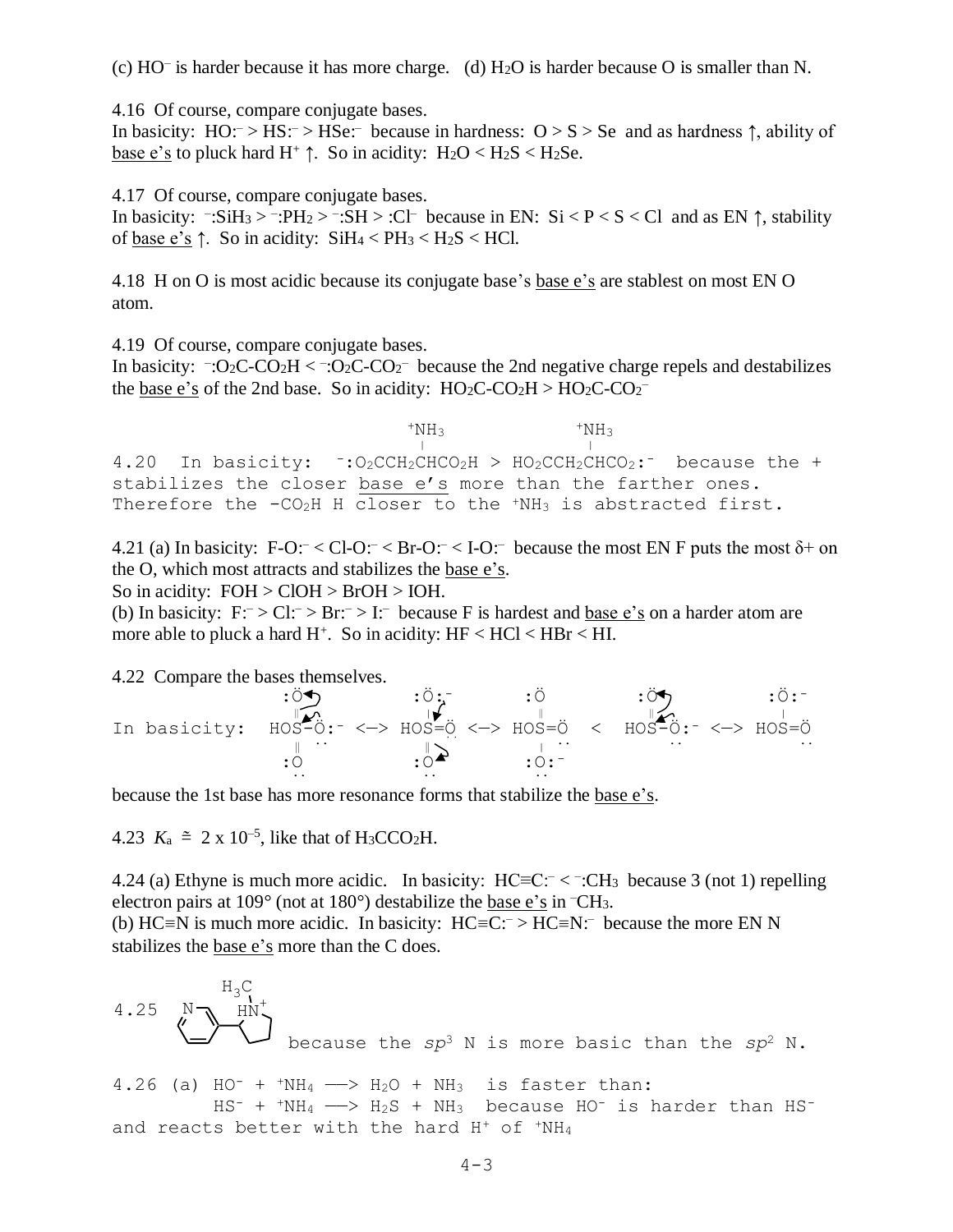(c) $HO^-$ is harder because it has more charge. (d) $H_2O$ is harder because O is smaller than N.

4.16 Of course, compare conjugate bases.
In basicity: $HO{:}^- > HS{:}^- > HSe{:}^-$ because in hardness: O > S > Se and as hardness ↑, ability of <u>base e's</u> to pluck hard $H^+$ ↑. So in acidity: $H_2O < H_2S < H_2Se$.

4.17 Of course, compare conjugate bases.
In basicity: $^-{:}SiH_3 > {}^-{:}PH_2 > {}^-{:}SH > {:}Cl^-$ because in EN: Si < P < S < Cl and as EN ↑, stability of <u>base e's</u> ↑. So in acidity: $SiH_4 < PH_3 < H_2S < HCl$.

4.18 H on O is most acidic because its conjugate base's <u>base e's</u> are stablest on most EN O atom.

4.19 Of course, compare conjugate bases.
In basicity: $^-{:}O_2C\text{-}CO_2H < {}^-{:}O_2C\text{-}CO_2^-$ because the 2nd negative charge repels and destabilizes the <u>base e's</u> of the 2nd base. So in acidity: $HO_2C\text{-}CO_2H > HO_2C\text{-}CO_2^-$

4.20 In basicity: $^-{:}O_2CCH_2CH(^+NH_3)CO_2H > HO_2CCH_2CH(^+NH_3)CO_2{:}^-$ because the + stabilizes the closer <u>base e's</u> more than the farther ones. Therefore the $-CO_2H$ H closer to the $^+NH_3$ is abstracted first.

4.21 (a) In basicity: $F\text{-}O{:}^- < Cl\text{-}O{:}^- < Br\text{-}O{:}^- < I\text{-}O{:}^-$ because the most EN F puts the most δ+ on the O, which most attracts and stabilizes the <u>base e's</u>.
So in acidity: FOH > ClOH > BrOH > IOH.
(b) In basicity: $F{:}^- > Cl{:}^- > Br{:}^- > I{:}^-$ because F is hardest and <u>base e's</u> on a harder atom are more able to pluck a hard $H^+$. So in acidity: HF < HCl < HBr < HI.

4.22 Compare the bases themselves.
In basicity: $HOS(=O)(=O)\text{-}O{:}^- \leftrightarrow HOS(=O)(\text{-}O^-)=O \leftrightarrow HOS(\text{-}O^-)(=O)=O$ < $HOS(=O)\text{-}O{:}^- \leftrightarrow HOS(\text{-}O^-)=O$

because the 1st base has more resonance forms that stabilize the <u>base e's</u>.

4.23 $K_a \cong 2 \times 10^{-5}$, like that of $H_3CCO_2H$.

4.24 (a) Ethyne is much more acidic. In basicity: $HC{\equiv}C{:}^- < {}^-{:}CH_3$ because 3 (not 1) repelling electron pairs at 109° (not at 180°) destabilize the <u>base e's</u> in $^-CH_3$.
(b) $HC{\equiv}N$ is much more acidic. In basicity: $HC{\equiv}C{:}^- > HC{\equiv}N{:}^-$ because the more EN N stabilizes the <u>base e's</u> more than the C does.

4.25 (Pyridine ring attached to N-methylpyrrolidine with $H_3C$–$HN^+$ protonated) because the $sp^3$ N is more basic than the $sp^2$ N.

4.26 (a) $HO^- + {}^+NH_4 \longrightarrow H_2O + NH_3$ is faster than:
$HS^- + {}^+NH_4 \longrightarrow H_2S + NH_3$ because $HO^-$ is harder than $HS^-$ and reacts better with the hard $H^+$ of $^+NH_4$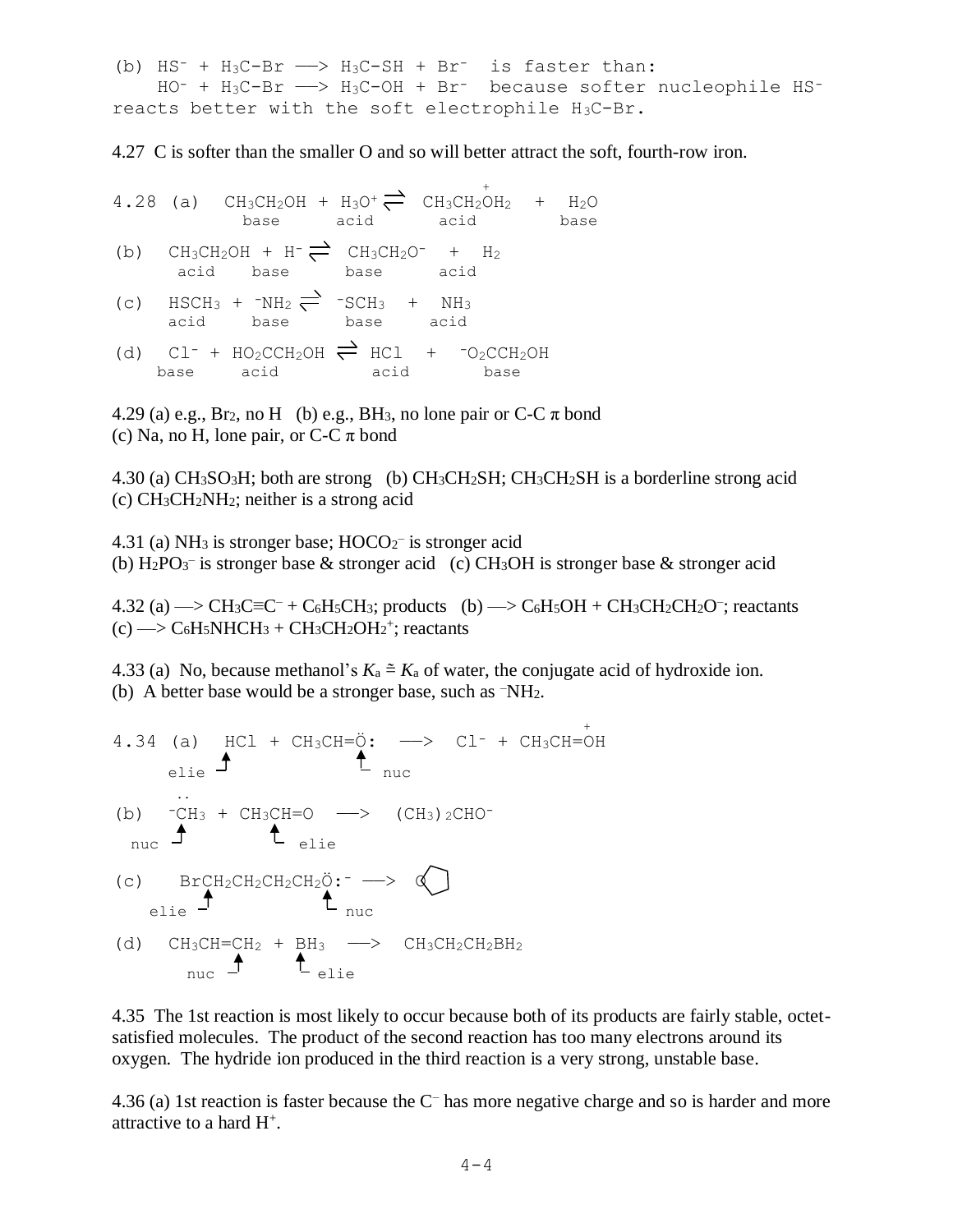(b) $HS^- + H_3C\text{-}Br \longrightarrow H_3C\text{-}SH + Br^-$ is faster than:
$HO^- + H_3C\text{-}Br \longrightarrow H_3C\text{-}OH + Br^-$ because softer nucleophile $HS^-$ reacts better with the soft electrophile $H_3C\text{-}Br$.

4.27 C is softer than the smaller O and so will better attract the soft, fourth-row iron.

4.28 (a) $CH_3CH_2OH + H_3O^+ \rightleftharpoons CH_3CH_2\overset{+}{O}H_2 + H_2O$
base, acid, acid, base

(b) $CH_3CH_2OH + H^- \rightleftharpoons CH_3CH_2O^- + H_2$
acid, base, base, acid

(c) $HSCH_3 + {}^-NH_2 \rightleftharpoons {}^-SCH_3 + NH_3$
acid, base, base, acid

(d) $Cl^- + HO_2CCH_2OH \rightleftharpoons HCl + {}^-O_2CCH_2OH$
base, acid, acid, base

4.29 (a) e.g., $Br_2$, no H (b) e.g., $BH_3$, no lone pair or C-C $\pi$ bond
(c) Na, no H, lone pair, or C-C $\pi$ bond

4.30 (a) $CH_3SO_3H$; both are strong (b) $CH_3CH_2SH$; $CH_3CH_2SH$ is a borderline strong acid
(c) $CH_3CH_2NH_2$; neither is a strong acid

4.31 (a) $NH_3$ is stronger base; $HOCO_2^-$ is stronger acid
(b) $H_2PO_3^-$ is stronger base & stronger acid (c) $CH_3OH$ is stronger base & stronger acid

4.32 (a) $\longrightarrow CH_3C{\equiv}C^- + C_6H_5CH_3$; products (b) $\longrightarrow C_6H_5OH + CH_3CH_2CH_2O^-$; reactants
(c) $\longrightarrow C_6H_5NHCH_3 + CH_3CH_2OH_2^+$; reactants

4.33 (a) No, because methanol's $K_a \cong K_a$ of water, the conjugate acid of hydroxide ion.
(b) A better base would be a stronger base, such as ${}^-NH_2$.

4.34 (a) $HCl + CH_3CH{=}\ddot{O}: \longrightarrow Cl^- + CH_3CH{=}\overset{+}{O}H$
(HCl: elie; O: nuc)

(b) ${}^-\ddot{C}H_3 + CH_3CH{=}O \longrightarrow (CH_3)_2CHO^-$
($CH_3$: nuc; C of C=O: elie)

(c) $BrCH_2CH_2CH_2CH_2\ddot{O}:^- \longrightarrow$ tetrahydrofuran (O in five-membered ring)
($CH_2$ bonded to Br: elie; O: nuc)

(d) $CH_3CH{=}CH_2 + BH_3 \longrightarrow CH_3CH_2CH_2BH_2$
(C=C: nuc; B: elie)

4.35 The 1st reaction is most likely to occur because both of its products are fairly stable, octet-satisfied molecules. The product of the second reaction has too many electrons around its oxygen. The hydride ion produced in the third reaction is a very strong, unstable base.

4.36 (a) 1st reaction is faster because the $C^-$ has more negative charge and so is harder and more attractive to a hard $H^+$.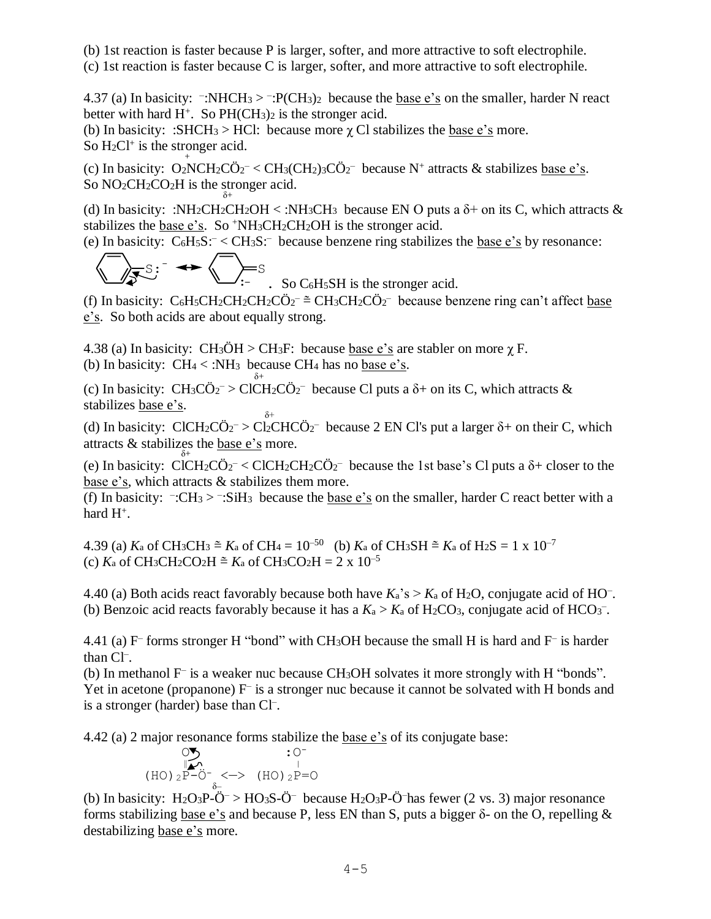(b) 1st reaction is faster because P is larger, softer, and more attractive to soft electrophile.
(c) 1st reaction is faster because C is larger, softer, and more attractive to soft electrophile.

4.37 (a) In basicity: $^{-}$:$NHCH_3$ > $^{-}$:$P(CH_3)_2$ because the base e's on the smaller, harder N react better with hard $H^+$. So $PH(CH_3)_2$ is the stronger acid.
(b) In basicity: :$SHCH_3$ > HCl: because more χ Cl stabilizes the base e's more. So $H_2Cl^+$ is the stronger acid.
(c) In basicity: $O_2\overset{+}{N}CH_2C\ddot{O}_2^-$ < $CH_3(CH_2)_3C\ddot{O}_2^-$ because $N^+$ attracts & stabilizes base e's. So $NO_2CH_2CO_2H$ is the stronger acid.
(d) In basicity: :$NH_2CH_2\overset{\delta+}{C}H_2OH$ < :$NH_3CH_3$ because EN O puts a δ+ on its C, which attracts & stabilizes the base e's. So $^+NH_3CH_2CH_2OH$ is the stronger acid.
(e) In basicity: $C_6H_5S$:$^-$ < $CH_3S$:$^-$ because benzene ring stabilizes the base e's by resonance:

$C_6H_5$–S:$^-$ ⟷ (ring)=S with :$^-$ on ring. So $C_6H_5SH$ is the stronger acid.

(f) In basicity: $C_6H_5CH_2CH_2CH_2C\ddot{O}_2^-$ ≅ $CH_3CH_2C\ddot{O}_2^-$ because benzene ring can't affect base e's. So both acids are about equally strong.

4.38 (a) In basicity: $CH_3\ddot{O}H$ > $CH_3F$: because base e's are stabler on more χ F.
(b) In basicity: $CH_4$ < :$NH_3$ because $CH_4$ has no base e's.
(c) In basicity: $CH_3C\ddot{O}_2^-$ > $Cl\overset{\delta+}{C}H_2C\ddot{O}_2^-$ because Cl puts a δ+ on its C, which attracts & stabilizes base e's.
(d) In basicity: $ClCH_2C\ddot{O}_2^-$ > $Cl_2\overset{\delta+}{C}HC\ddot{O}_2^-$ because 2 EN Cl's put a larger δ+ on their C, which attracts & stabilizes the base e's more.
(e) In basicity: $Cl\overset{\delta+}{C}H_2C\ddot{O}_2^-$ < $ClCH_2CH_2C\ddot{O}_2^-$ because the 1st base's Cl puts a δ+ closer to the base e's, which attracts & stabilizes them more.
(f) In basicity: $^{-}$:$CH_3$ > $^{-}$:$SiH_3$ because the base e's on the smaller, harder C react better with a hard $H^+$.

4.39 (a) $K_a$ of $CH_3CH_3$ ≅ $K_a$ of $CH_4$ = $10^{-50}$ (b) $K_a$ of $CH_3SH$ ≅ $K_a$ of $H_2S$ = 1 x $10^{-7}$
(c) $K_a$ of $CH_3CH_2CO_2H$ ≅ $K_a$ of $CH_3CO_2H$ = 2 x $10^{-5}$

4.40 (a) Both acids react favorably because both have $K_a$'s > $K_a$ of $H_2O$, conjugate acid of $HO^-$.
(b) Benzoic acid reacts favorably because it has a $K_a$ > $K_a$ of $H_2CO_3$, conjugate acid of $HCO_3^-$.

4.41 (a) $F^-$ forms stronger H "bond" with $CH_3OH$ because the small H is hard and $F^-$ is harder than $Cl^-$.
(b) In methanol $F^-$ is a weaker nuc because $CH_3OH$ solvates it more strongly with H "bonds". Yet in acetone (propanone) $F^-$ is a stronger nuc because it cannot be solvated with H bonds and is a stronger (harder) base than $Cl^-$.

4.42 (a) 2 major resonance forms stabilize the base e's of its conjugate base:

$(HO)_2P(=O)–\ddot{O}^-$ <–> $(HO)_2P(–\ddot{O}^-)=O$

(b) In basicity: $H_2O_3P\text{-}\ddot{O}^-$ > $HO_3S\text{-}\ddot{O}^-$ because $H_2O_3P\text{-}\ddot{O}^-$ has fewer (2 vs. 3) major resonance forms stabilizing base e's and because P, less EN than S, puts a bigger δ- on the O, repelling & destabilizing base e's more.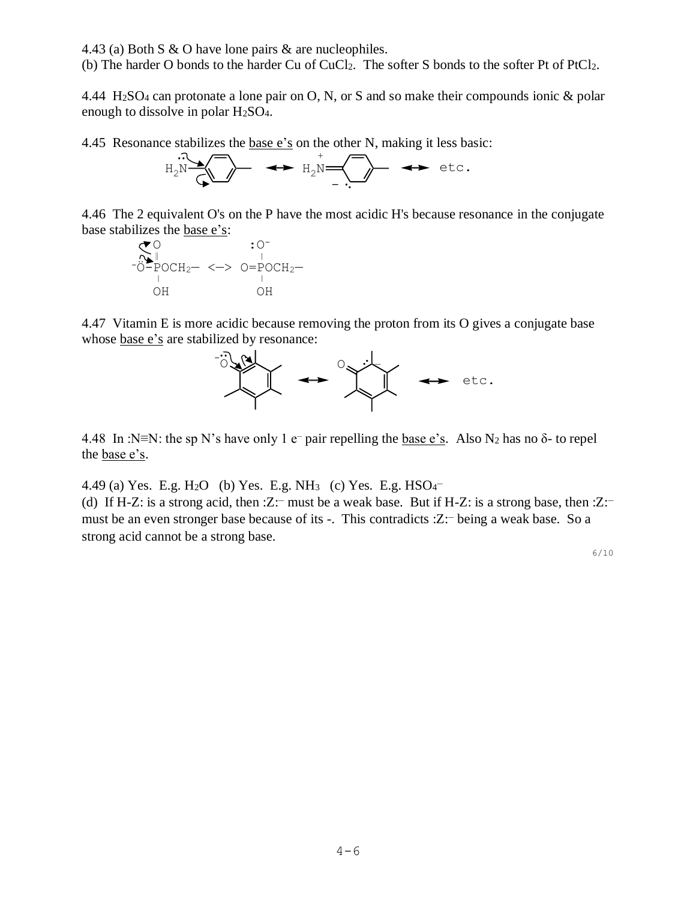4.43 (a) Both S & O have lone pairs & are nucleophiles.
(b) The harder O bonds to the harder Cu of $CuCl_2$. The softer S bonds to the softer Pt of $PtCl_2$.

4.44 $H_2SO_4$ can protonate a lone pair on O, N, or S and so make their compounds ionic & polar enough to dissolve in polar $H_2SO_4$.

4.45 Resonance stabilizes the base e's on the other N, making it less basic:

4.46 The 2 equivalent O's on the P have the most acidic H's because resonance in the conjugate base stabilizes the base e's:

```
  O              :O⁻
  ‖               |
⁻Ö-POCH₂—  <->  O=POCH₂—
  |               |
  OH              OH
```

4.47 Vitamin E is more acidic because removing the proton from its O gives a conjugate base whose base e's are stabilized by resonance:

4.48 In :N≡N: the sp N's have only 1 $e^-$ pair repelling the base e's. Also $N_2$ has no δ- to repel the base e's.

4.49 (a) Yes. E.g. $H_2O$ (b) Yes. E.g. $NH_3$ (c) Yes. E.g. $HSO_4^-$
(d) If H-Z: is a strong acid, then $:Z:^-$ must be a weak base. But if H-Z: is a strong base, then $:Z:^-$ must be an even stronger base because of its -. This contradicts $:Z:^-$ being a weak base. So a strong acid cannot be a strong base.